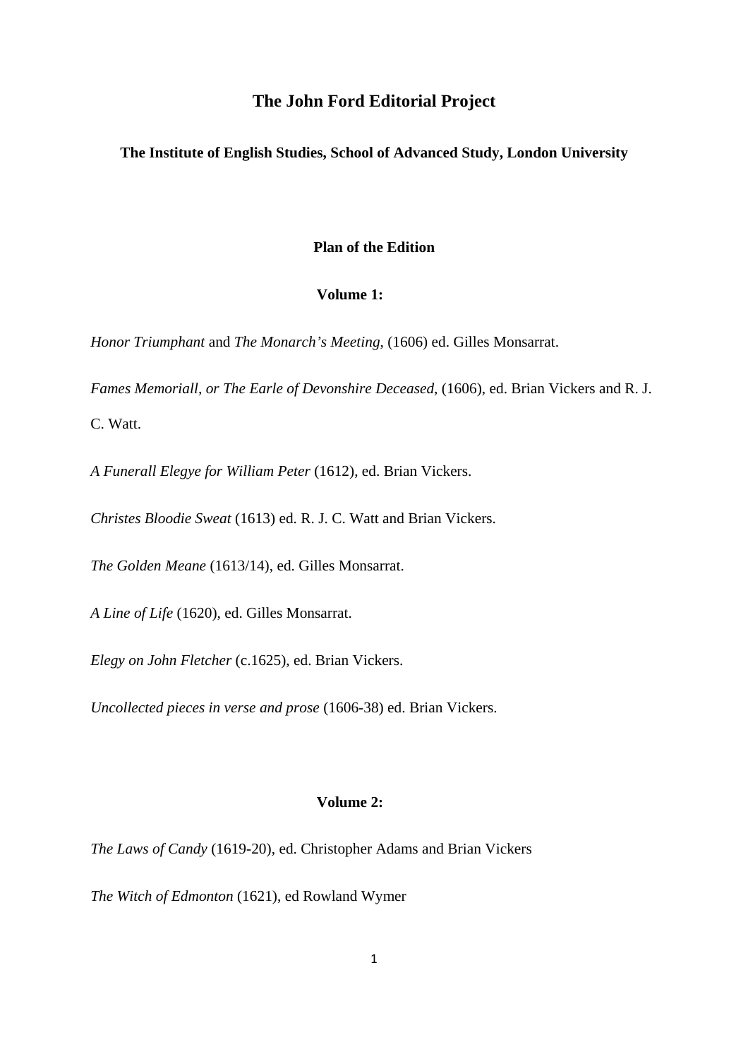# The John Ford Editorial Project

## The Institute of English Studies, School of Advanced Study, London University

### Plan of the Edition

#### Volume 1:

*Honor Triumphant* and *The Monarch's Meeting*, (1606) ed. Gilles Monsarrat.

*Fames Memoriall, or The Earle of Devonshire Deceased*, (1606), ed. Brian Vickers and R. J. C. Watt.

*A Funerall Elegye for William Peter* (1612), ed. Brian Vickers.

*Christes Bloodie Sweat* (1613) ed. R. J. C. Watt and Brian Vickers.

*The Golden Meane* (1613/14), ed. Gilles Monsarrat.

*A Line of Life* (1620), ed. Gilles Monsarrat.

*Elegy on John Fletcher* (c.1625), ed. Brian Vickers.

*Uncollected pieces in verse and prose* (1606-38) ed. Brian Vickers.

#### Volume 2:

*The Laws of Candy* (1619-20), ed. Christopher Adams and Brian Vickers

*The Witch of Edmonton* (1621), ed Rowland Wymer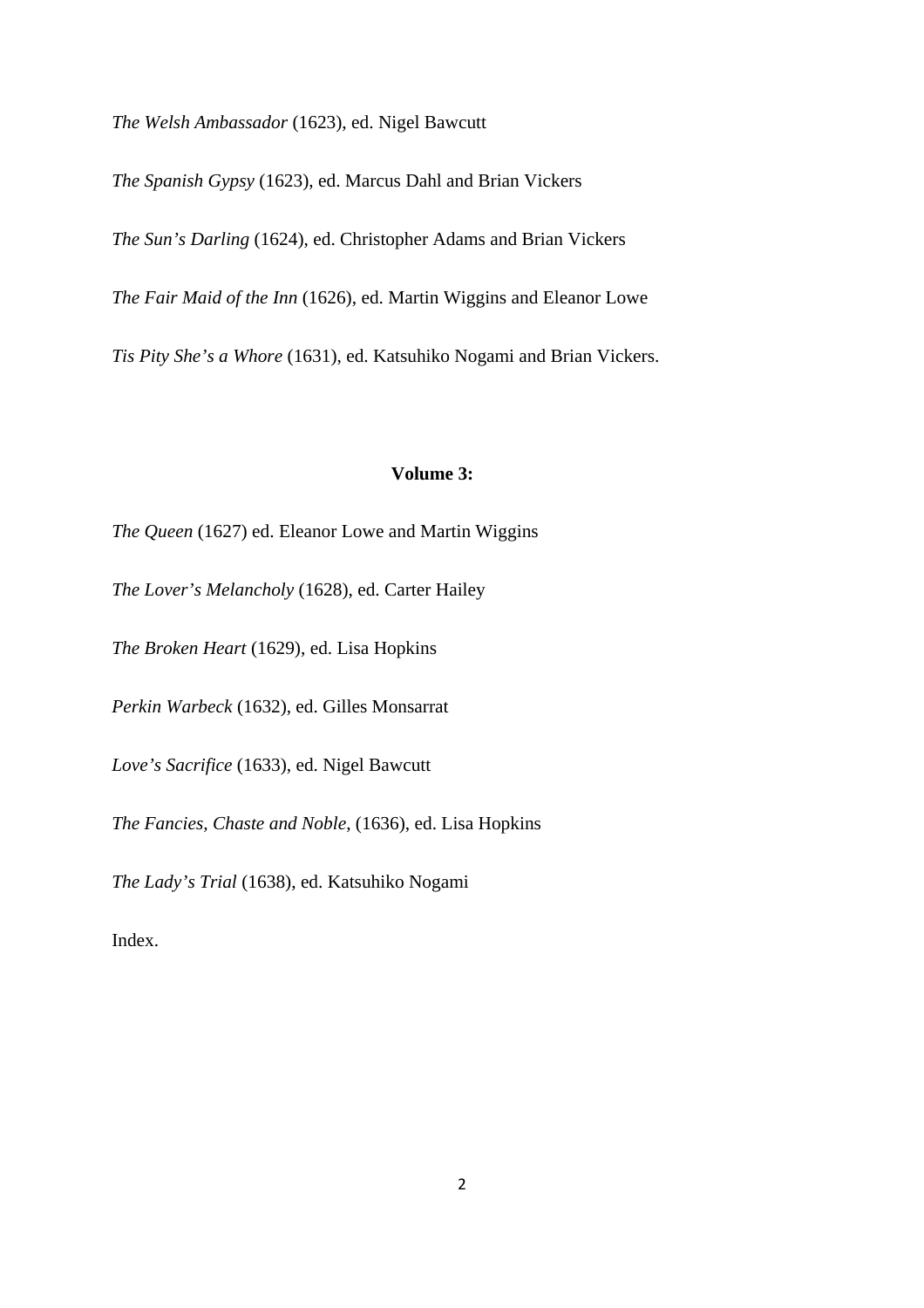*The Welsh Ambassador* (1623), ed. Nigel Bawcutt

*The Spanish Gypsy* (1623), ed. Marcus Dahl and Brian Vickers

*The Sun's Darling* (1624), ed. Christopher Adams and Brian Vickers

*The Fair Maid of the Inn* (1626), ed. Martin Wiggins and Eleanor Lowe

*Tis Pity She's a Whore* (1631), ed. Katsuhiko Nogami and Brian Vickers.

**Volume 3:**

*The Queen* (1627) ed. Eleanor Lowe and Martin Wiggins

*The Lover's Melancholy* (1628), ed. Carter Hailey

*The Broken Heart* (1629), ed. Lisa Hopkins

*Perkin Warbeck* (1632), ed. Gilles Monsarrat

*Love's Sacrifice* (1633), ed. Nigel Bawcutt

*The Fancies, Chaste and Noble*, (1636), ed. Lisa Hopkins

*The Lady's Trial* (1638), ed. Katsuhiko Nogami

Index.